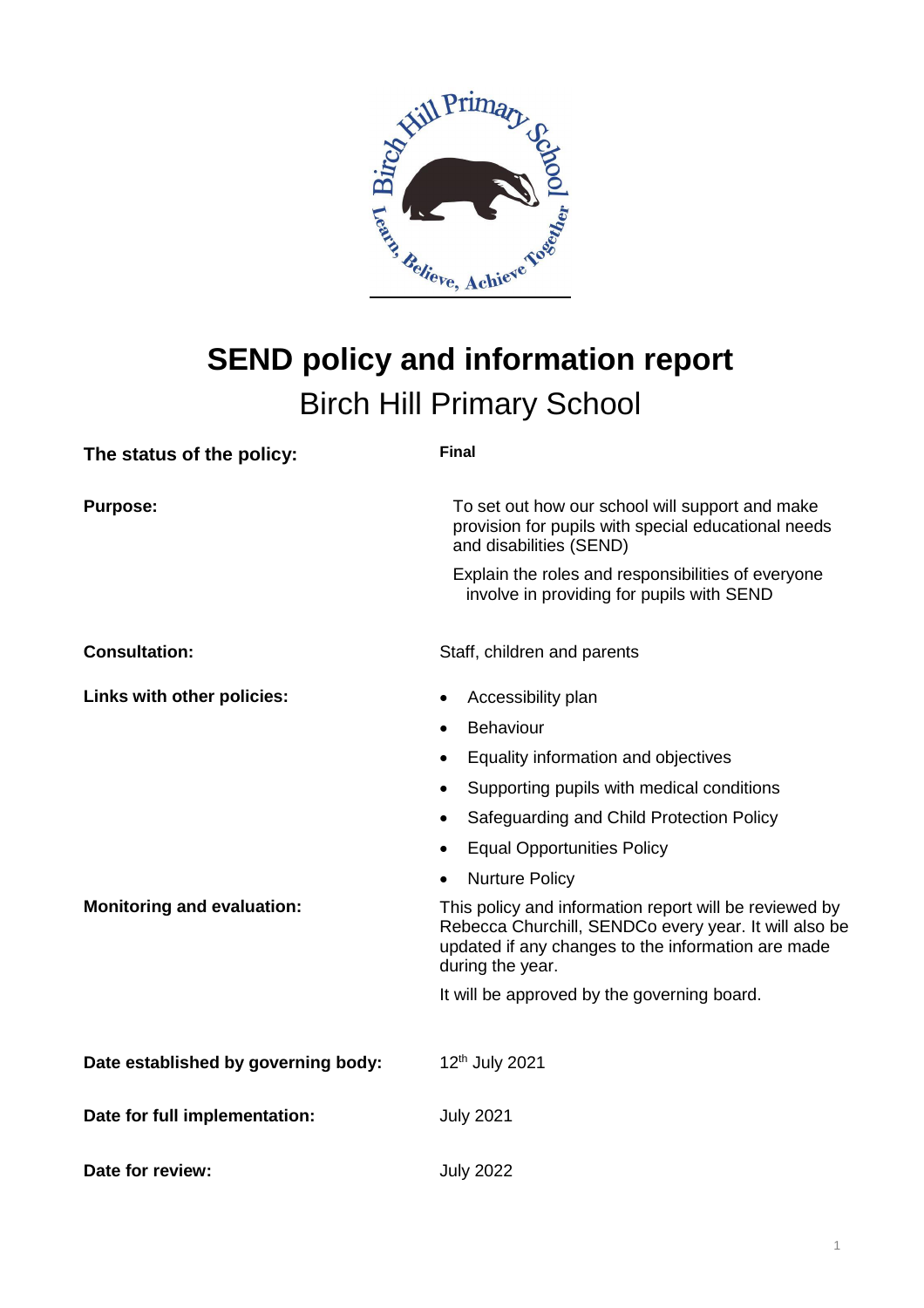# SEND policy and information report

## Birch Hill Primary School

| | |
|---|---|
| **The status of the policy:** | **Final** |
| **Purpose:** | To set out how our school will support and make provision for pupils with special educational needs and disabilities (SEND)<br><br>Explain the roles and responsibilities of everyone involve in providing for pupils with SEND |
| **Consultation:** | Staff, children and parents |
| **Links with other policies:** | • Accessibility plan<br>• Behaviour<br>• Equality information and objectives<br>• Supporting pupils with medical conditions<br>• Safeguarding and Child Protection Policy<br>• Equal Opportunities Policy<br>• Nurture Policy |
| **Monitoring and evaluation:** | This policy and information report will be reviewed by Rebecca Churchill, SENDCo every year. It will also be updated if any changes to the information are made during the year.<br><br>It will be approved by the governing board. |
| **Date established by governing body:** | 12th July 2021 |
| **Date for full implementation:** | July 2021 |
| **Date for review:** | July 2022 |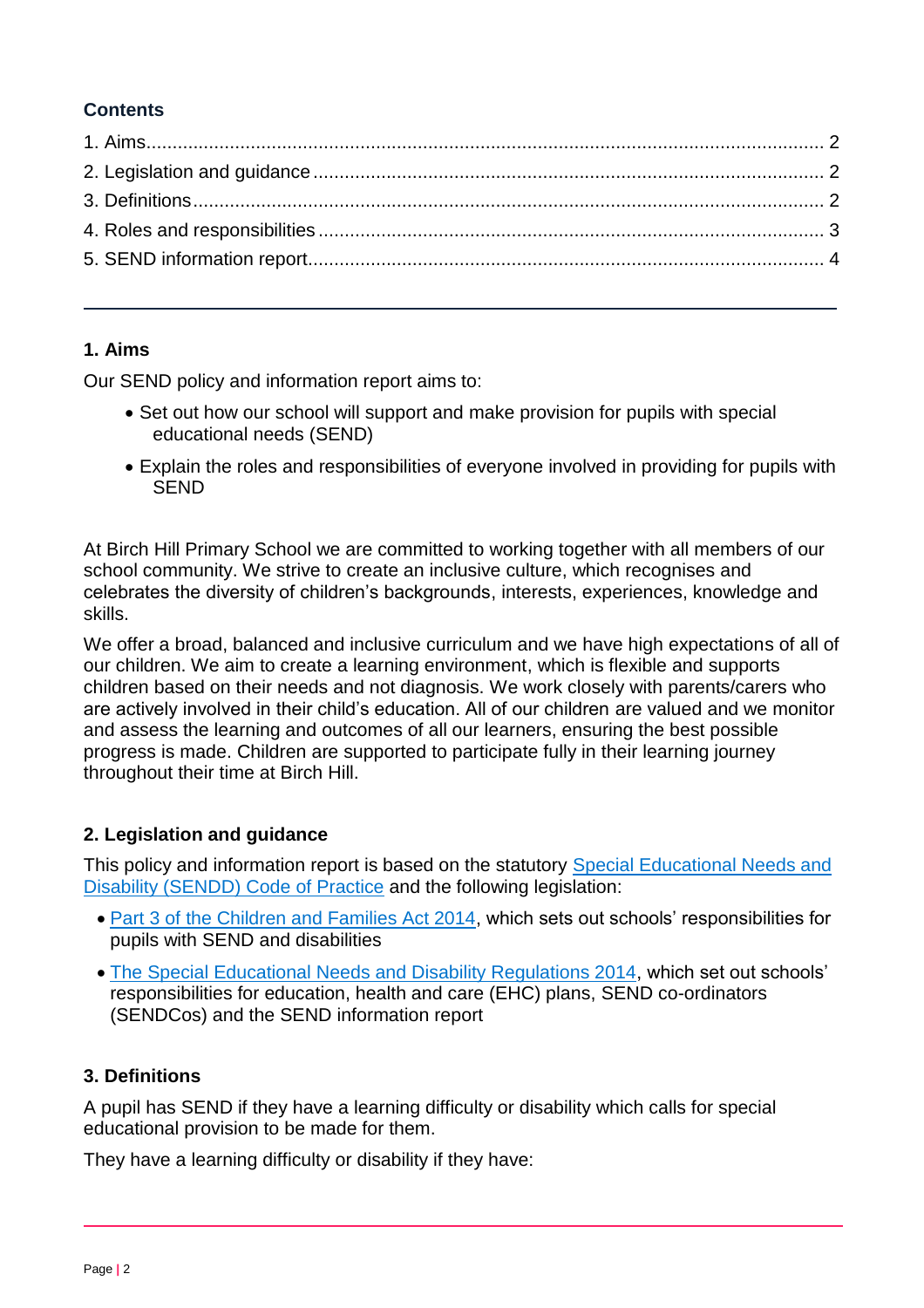## Contents

1. Aims.......... 2
2. Legislation and guidance.......... 2
3. Definitions.......... 2
4. Roles and responsibilities.......... 3
5. SEND information report.......... 4

---

## 1. Aims

Our SEND policy and information report aims to:

- Set out how our school will support and make provision for pupils with special educational needs (SEND)
- Explain the roles and responsibilities of everyone involved in providing for pupils with SEND

At Birch Hill Primary School we are committed to working together with all members of our school community. We strive to create an inclusive culture, which recognises and celebrates the diversity of children's backgrounds, interests, experiences, knowledge and skills.

We offer a broad, balanced and inclusive curriculum and we have high expectations of all of our children. We aim to create a learning environment, which is flexible and supports children based on their needs and not diagnosis. We work closely with parents/carers who are actively involved in their child's education. All of our children are valued and we monitor and assess the learning and outcomes of all our learners, ensuring the best possible progress is made. Children are supported to participate fully in their learning journey throughout their time at Birch Hill.

## 2. Legislation and guidance

This policy and information report is based on the statutory Special Educational Needs and Disability (SENDD) Code of Practice and the following legislation:

- Part 3 of the Children and Families Act 2014, which sets out schools' responsibilities for pupils with SEND and disabilities
- The Special Educational Needs and Disability Regulations 2014, which set out schools' responsibilities for education, health and care (EHC) plans, SEND co-ordinators (SENDCos) and the SEND information report

## 3. Definitions

A pupil has SEND if they have a learning difficulty or disability which calls for special educational provision to be made for them.

They have a learning difficulty or disability if they have: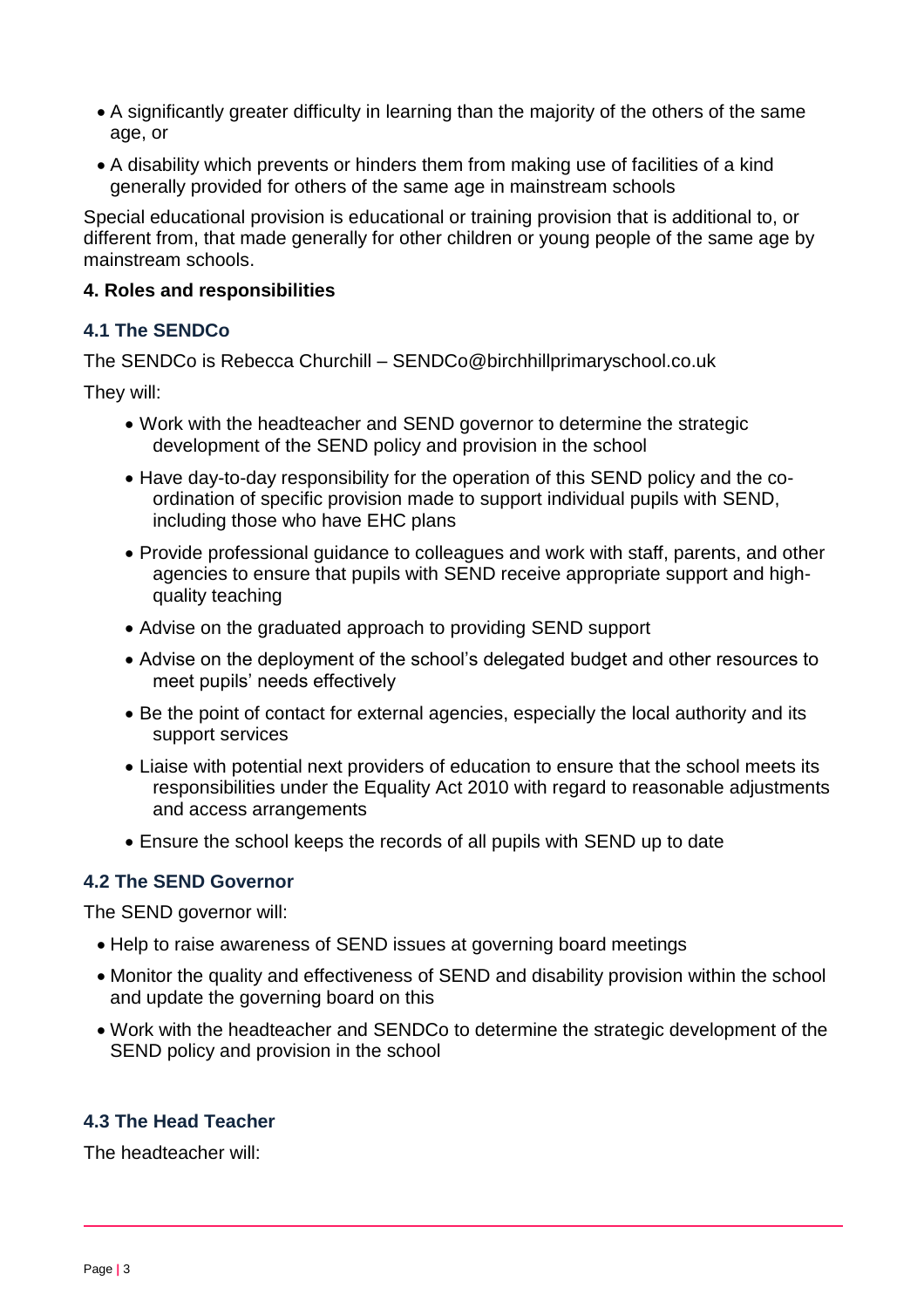- A significantly greater difficulty in learning than the majority of the others of the same age, or
- A disability which prevents or hinders them from making use of facilities of a kind generally provided for others of the same age in mainstream schools

Special educational provision is educational or training provision that is additional to, or different from, that made generally for other children or young people of the same age by mainstream schools.

**4. Roles and responsibilities**

### 4.1 The SENDCo

The SENDCo is Rebecca Churchill – SENDCo@birchhillprimaryschool.co.uk

They will:

- Work with the headteacher and SEND governor to determine the strategic development of the SEND policy and provision in the school
- Have day-to-day responsibility for the operation of this SEND policy and the co-ordination of specific provision made to support individual pupils with SEND, including those who have EHC plans
- Provide professional guidance to colleagues and work with staff, parents, and other agencies to ensure that pupils with SEND receive appropriate support and high-quality teaching
- Advise on the graduated approach to providing SEND support
- Advise on the deployment of the school's delegated budget and other resources to meet pupils' needs effectively
- Be the point of contact for external agencies, especially the local authority and its support services
- Liaise with potential next providers of education to ensure that the school meets its responsibilities under the Equality Act 2010 with regard to reasonable adjustments and access arrangements
- Ensure the school keeps the records of all pupils with SEND up to date

### 4.2 The SEND Governor

The SEND governor will:

- Help to raise awareness of SEND issues at governing board meetings
- Monitor the quality and effectiveness of SEND and disability provision within the school and update the governing board on this
- Work with the headteacher and SENDCo to determine the strategic development of the SEND policy and provision in the school

### 4.3 The Head Teacher

The headteacher will: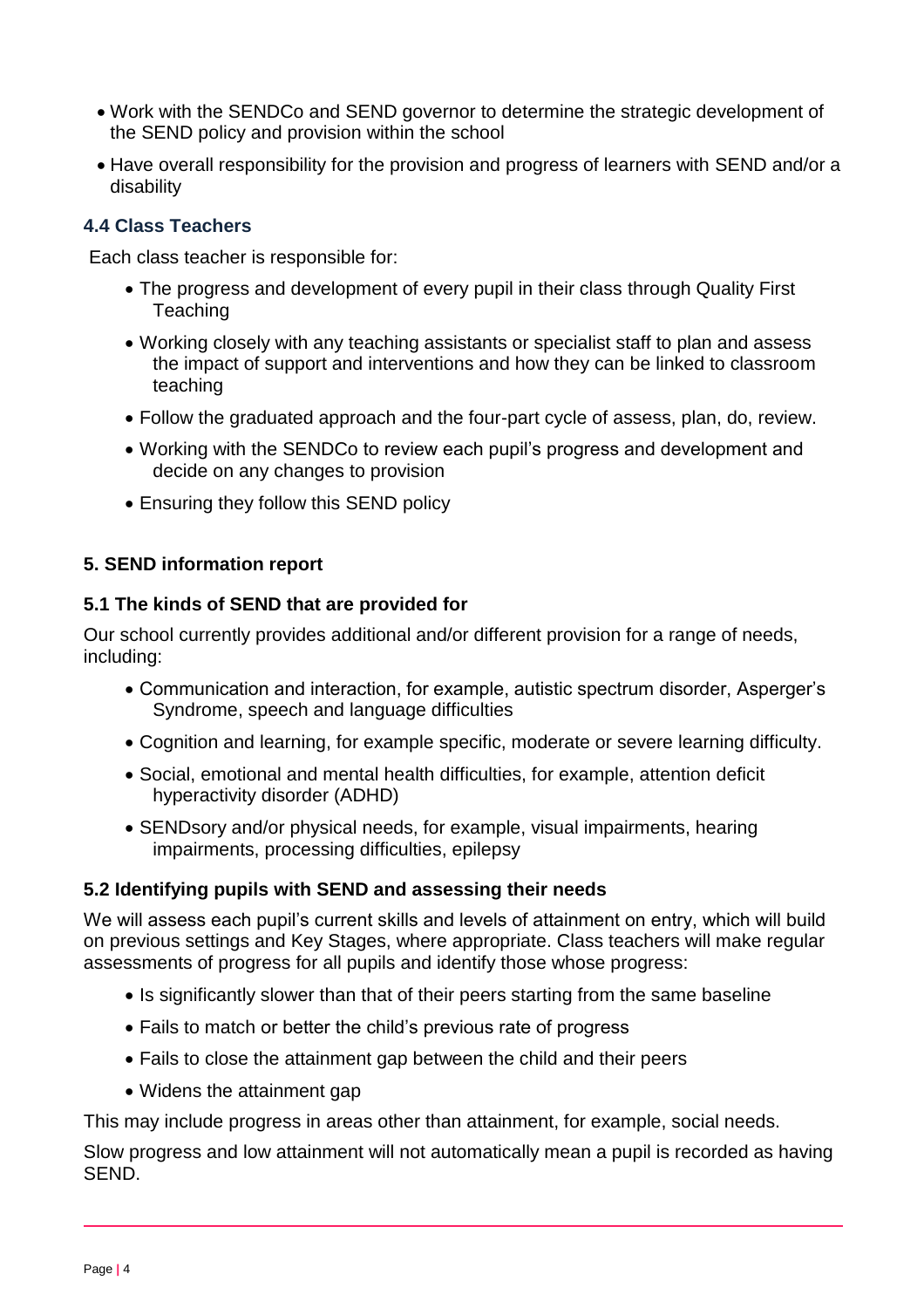- Work with the SENDCo and SEND governor to determine the strategic development of the SEND policy and provision within the school
- Have overall responsibility for the provision and progress of learners with SEND and/or a disability

### 4.4 Class Teachers

Each class teacher is responsible for:

- The progress and development of every pupil in their class through Quality First Teaching
- Working closely with any teaching assistants or specialist staff to plan and assess the impact of support and interventions and how they can be linked to classroom teaching
- Follow the graduated approach and the four-part cycle of assess, plan, do, review.
- Working with the SENDCo to review each pupil's progress and development and decide on any changes to provision
- Ensuring they follow this SEND policy

## 5. SEND information report

### 5.1 The kinds of SEND that are provided for

Our school currently provides additional and/or different provision for a range of needs, including:

- Communication and interaction, for example, autistic spectrum disorder, Asperger's Syndrome, speech and language difficulties
- Cognition and learning, for example specific, moderate or severe learning difficulty.
- Social, emotional and mental health difficulties, for example, attention deficit hyperactivity disorder (ADHD)
- SENDsory and/or physical needs, for example, visual impairments, hearing impairments, processing difficulties, epilepsy

### 5.2 Identifying pupils with SEND and assessing their needs

We will assess each pupil's current skills and levels of attainment on entry, which will build on previous settings and Key Stages, where appropriate. Class teachers will make regular assessments of progress for all pupils and identify those whose progress:

- Is significantly slower than that of their peers starting from the same baseline
- Fails to match or better the child's previous rate of progress
- Fails to close the attainment gap between the child and their peers
- Widens the attainment gap

This may include progress in areas other than attainment, for example, social needs.

Slow progress and low attainment will not automatically mean a pupil is recorded as having SEND.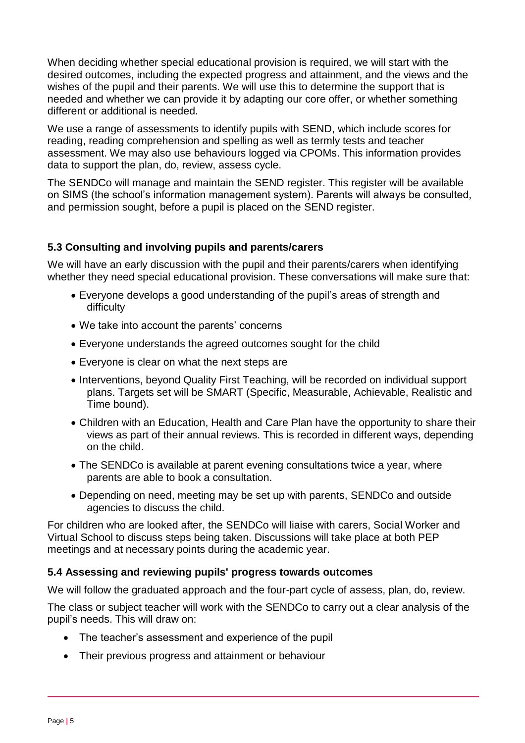When deciding whether special educational provision is required, we will start with the desired outcomes, including the expected progress and attainment, and the views and the wishes of the pupil and their parents. We will use this to determine the support that is needed and whether we can provide it by adapting our core offer, or whether something different or additional is needed.

We use a range of assessments to identify pupils with SEND, which include scores for reading, reading comprehension and spelling as well as termly tests and teacher assessment. We may also use behaviours logged via CPOMs. This information provides data to support the plan, do, review, assess cycle.

The SENDCo will manage and maintain the SEND register. This register will be available on SIMS (the school's information management system). Parents will always be consulted, and permission sought, before a pupil is placed on the SEND register.

### 5.3 Consulting and involving pupils and parents/carers

We will have an early discussion with the pupil and their parents/carers when identifying whether they need special educational provision. These conversations will make sure that:

- Everyone develops a good understanding of the pupil's areas of strength and difficulty
- We take into account the parents' concerns
- Everyone understands the agreed outcomes sought for the child
- Everyone is clear on what the next steps are
- Interventions, beyond Quality First Teaching, will be recorded on individual support plans. Targets set will be SMART (Specific, Measurable, Achievable, Realistic and Time bound).
- Children with an Education, Health and Care Plan have the opportunity to share their views as part of their annual reviews. This is recorded in different ways, depending on the child.
- The SENDCo is available at parent evening consultations twice a year, where parents are able to book a consultation.
- Depending on need, meeting may be set up with parents, SENDCo and outside agencies to discuss the child.

For children who are looked after, the SENDCo will liaise with carers, Social Worker and Virtual School to discuss steps being taken. Discussions will take place at both PEP meetings and at necessary points during the academic year.

### 5.4 Assessing and reviewing pupils' progress towards outcomes

We will follow the graduated approach and the four-part cycle of assess, plan, do, review.

The class or subject teacher will work with the SENDCo to carry out a clear analysis of the pupil's needs. This will draw on:

- The teacher's assessment and experience of the pupil
- Their previous progress and attainment or behaviour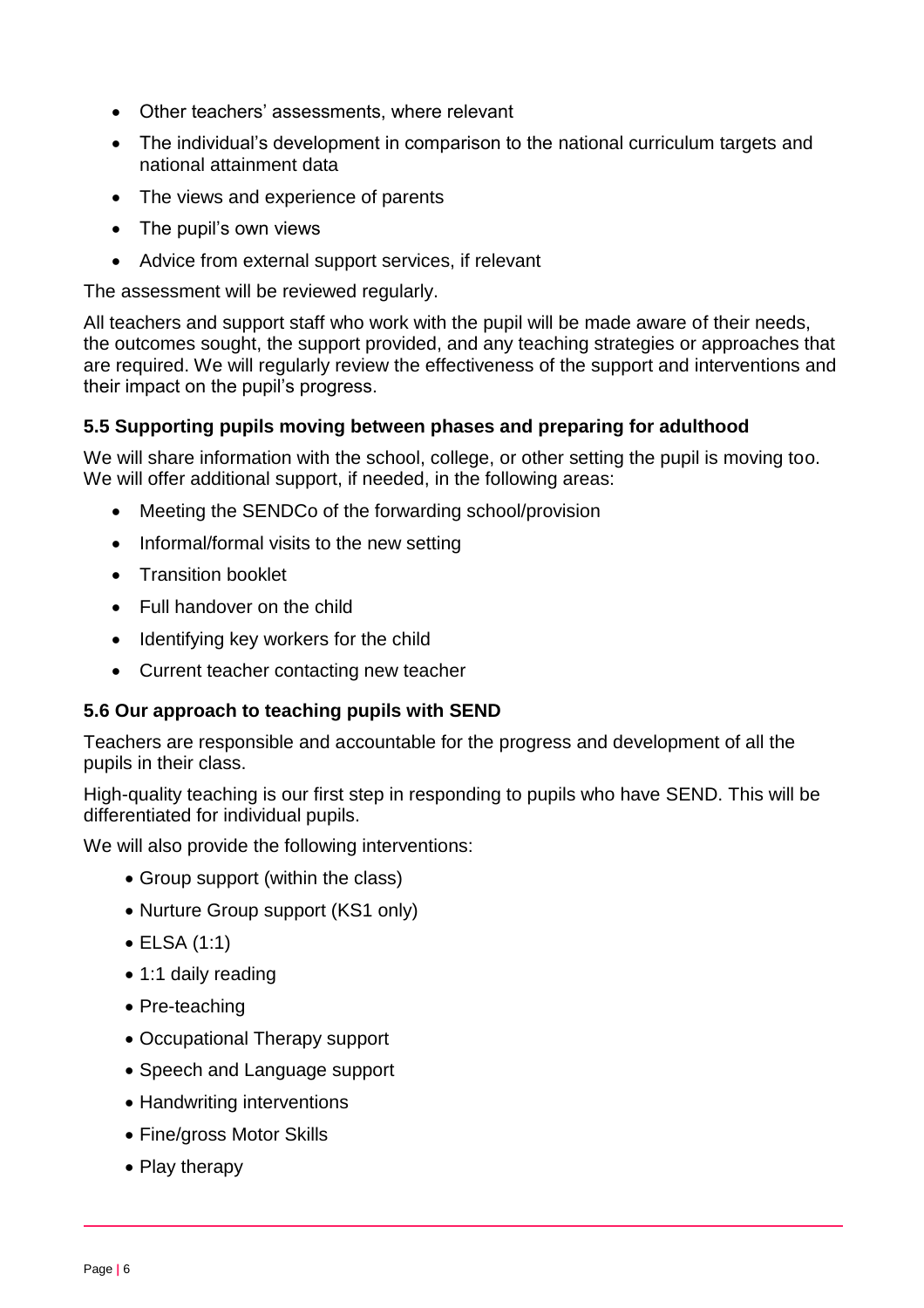- Other teachers' assessments, where relevant
- The individual's development in comparison to the national curriculum targets and national attainment data
- The views and experience of parents
- The pupil's own views
- Advice from external support services, if relevant

The assessment will be reviewed regularly.

All teachers and support staff who work with the pupil will be made aware of their needs, the outcomes sought, the support provided, and any teaching strategies or approaches that are required. We will regularly review the effectiveness of the support and interventions and their impact on the pupil's progress.

### 5.5 Supporting pupils moving between phases and preparing for adulthood

We will share information with the school, college, or other setting the pupil is moving too. We will offer additional support, if needed, in the following areas:

- Meeting the SENDCo of the forwarding school/provision
- Informal/formal visits to the new setting
- Transition booklet
- Full handover on the child
- Identifying key workers for the child
- Current teacher contacting new teacher

### 5.6 Our approach to teaching pupils with SEND

Teachers are responsible and accountable for the progress and development of all the pupils in their class.

High-quality teaching is our first step in responding to pupils who have SEND. This will be differentiated for individual pupils.

We will also provide the following interventions:

- Group support (within the class)
- Nurture Group support (KS1 only)
- ELSA (1:1)
- 1:1 daily reading
- Pre-teaching
- Occupational Therapy support
- Speech and Language support
- Handwriting interventions
- Fine/gross Motor Skills
- Play therapy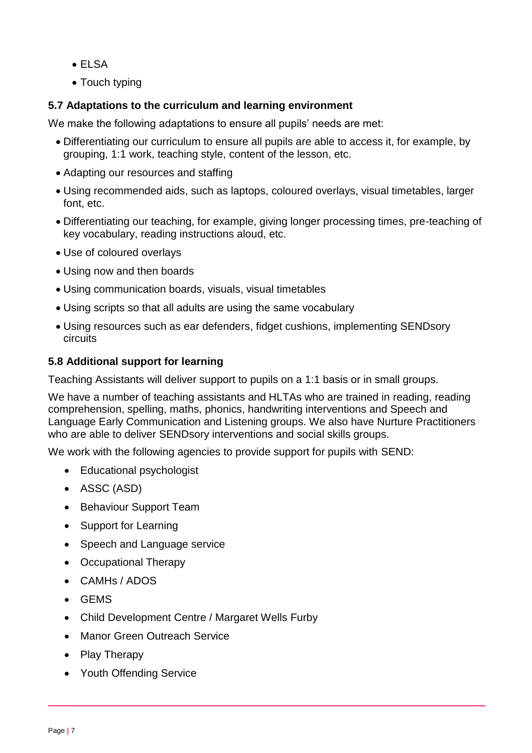- ELSA
- Touch typing

### 5.7 Adaptations to the curriculum and learning environment

We make the following adaptations to ensure all pupils' needs are met:

- Differentiating our curriculum to ensure all pupils are able to access it, for example, by grouping, 1:1 work, teaching style, content of the lesson, etc.
- Adapting our resources and staffing
- Using recommended aids, such as laptops, coloured overlays, visual timetables, larger font, etc.
- Differentiating our teaching, for example, giving longer processing times, pre-teaching of key vocabulary, reading instructions aloud, etc.
- Use of coloured overlays
- Using now and then boards
- Using communication boards, visuals, visual timetables
- Using scripts so that all adults are using the same vocabulary
- Using resources such as ear defenders, fidget cushions, implementing SENDsory circuits

### 5.8 Additional support for learning

Teaching Assistants will deliver support to pupils on a 1:1 basis or in small groups.

We have a number of teaching assistants and HLTAs who are trained in reading, reading comprehension, spelling, maths, phonics, handwriting interventions and Speech and Language Early Communication and Listening groups. We also have Nurture Practitioners who are able to deliver SENDsory interventions and social skills groups.

We work with the following agencies to provide support for pupils with SEND:

- Educational psychologist
- ASSC (ASD)
- Behaviour Support Team
- Support for Learning
- Speech and Language service
- Occupational Therapy
- CAMHs / ADOS
- GEMS
- Child Development Centre / Margaret Wells Furby
- Manor Green Outreach Service
- Play Therapy
- Youth Offending Service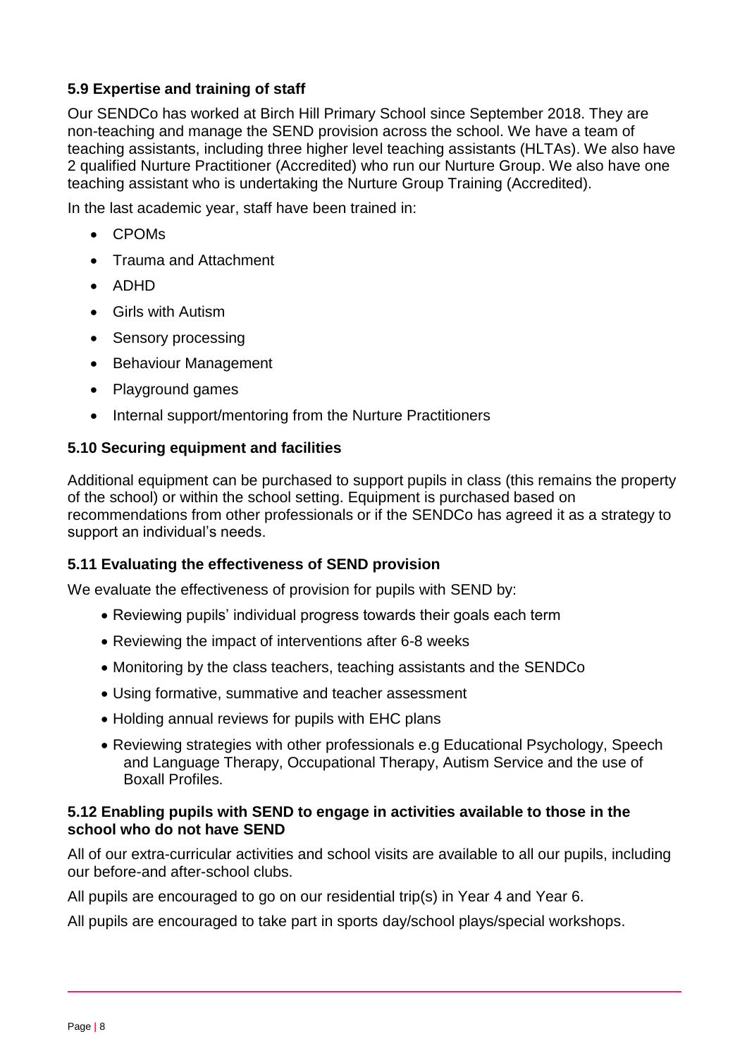### 5.9 Expertise and training of staff

Our SENDCo has worked at Birch Hill Primary School since September 2018. They are non-teaching and manage the SEND provision across the school. We have a team of teaching assistants, including three higher level teaching assistants (HLTAs). We also have 2 qualified Nurture Practitioner (Accredited) who run our Nurture Group. We also have one teaching assistant who is undertaking the Nurture Group Training (Accredited).

In the last academic year, staff have been trained in:

- CPOMs
- Trauma and Attachment
- ADHD
- Girls with Autism
- Sensory processing
- Behaviour Management
- Playground games
- Internal support/mentoring from the Nurture Practitioners

### 5.10 Securing equipment and facilities

Additional equipment can be purchased to support pupils in class (this remains the property of the school) or within the school setting. Equipment is purchased based on recommendations from other professionals or if the SENDCo has agreed it as a strategy to support an individual's needs.

### 5.11 Evaluating the effectiveness of SEND provision

We evaluate the effectiveness of provision for pupils with SEND by:

- Reviewing pupils' individual progress towards their goals each term
- Reviewing the impact of interventions after 6-8 weeks
- Monitoring by the class teachers, teaching assistants and the SENDCo
- Using formative, summative and teacher assessment
- Holding annual reviews for pupils with EHC plans
- Reviewing strategies with other professionals e.g Educational Psychology, Speech and Language Therapy, Occupational Therapy, Autism Service and the use of Boxall Profiles.

### 5.12 Enabling pupils with SEND to engage in activities available to those in the school who do not have SEND

All of our extra-curricular activities and school visits are available to all our pupils, including our before-and after-school clubs.

All pupils are encouraged to go on our residential trip(s) in Year 4 and Year 6.

All pupils are encouraged to take part in sports day/school plays/special workshops.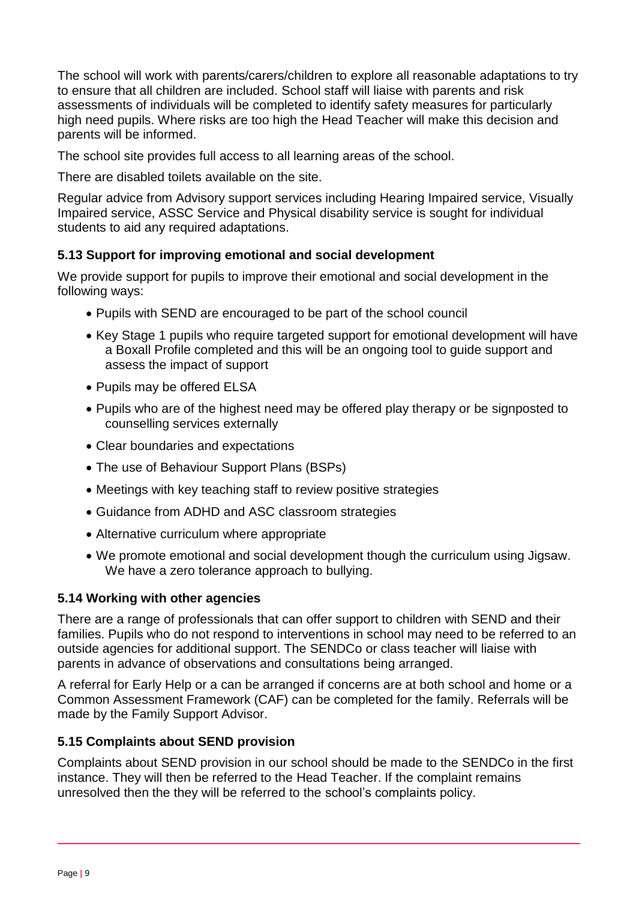The school will work with parents/carers/children to explore all reasonable adaptations to try to ensure that all children are included. School staff will liaise with parents and risk assessments of individuals will be completed to identify safety measures for particularly high need pupils. Where risks are too high the Head Teacher will make this decision and parents will be informed.

The school site provides full access to all learning areas of the school.

There are disabled toilets available on the site.

Regular advice from Advisory support services including Hearing Impaired service, Visually Impaired service, ASSC Service and Physical disability service is sought for individual students to aid any required adaptations.

### 5.13 Support for improving emotional and social development

We provide support for pupils to improve their emotional and social development in the following ways:

- Pupils with SEND are encouraged to be part of the school council
- Key Stage 1 pupils who require targeted support for emotional development will have a Boxall Profile completed and this will be an ongoing tool to guide support and assess the impact of support
- Pupils may be offered ELSA
- Pupils who are of the highest need may be offered play therapy or be signposted to counselling services externally
- Clear boundaries and expectations
- The use of Behaviour Support Plans (BSPs)
- Meetings with key teaching staff to review positive strategies
- Guidance from ADHD and ASC classroom strategies
- Alternative curriculum where appropriate
- We promote emotional and social development though the curriculum using Jigsaw. We have a zero tolerance approach to bullying.

### 5.14 Working with other agencies

There are a range of professionals that can offer support to children with SEND and their families. Pupils who do not respond to interventions in school may need to be referred to an outside agencies for additional support. The SENDCo or class teacher will liaise with parents in advance of observations and consultations being arranged.

A referral for Early Help or a can be arranged if concerns are at both school and home or a Common Assessment Framework (CAF) can be completed for the family. Referrals will be made by the Family Support Advisor.

### 5.15 Complaints about SEND provision

Complaints about SEND provision in our school should be made to the SENDCo in the first instance. They will then be referred to the Head Teacher. If the complaint remains unresolved then the they will be referred to the school's complaints policy.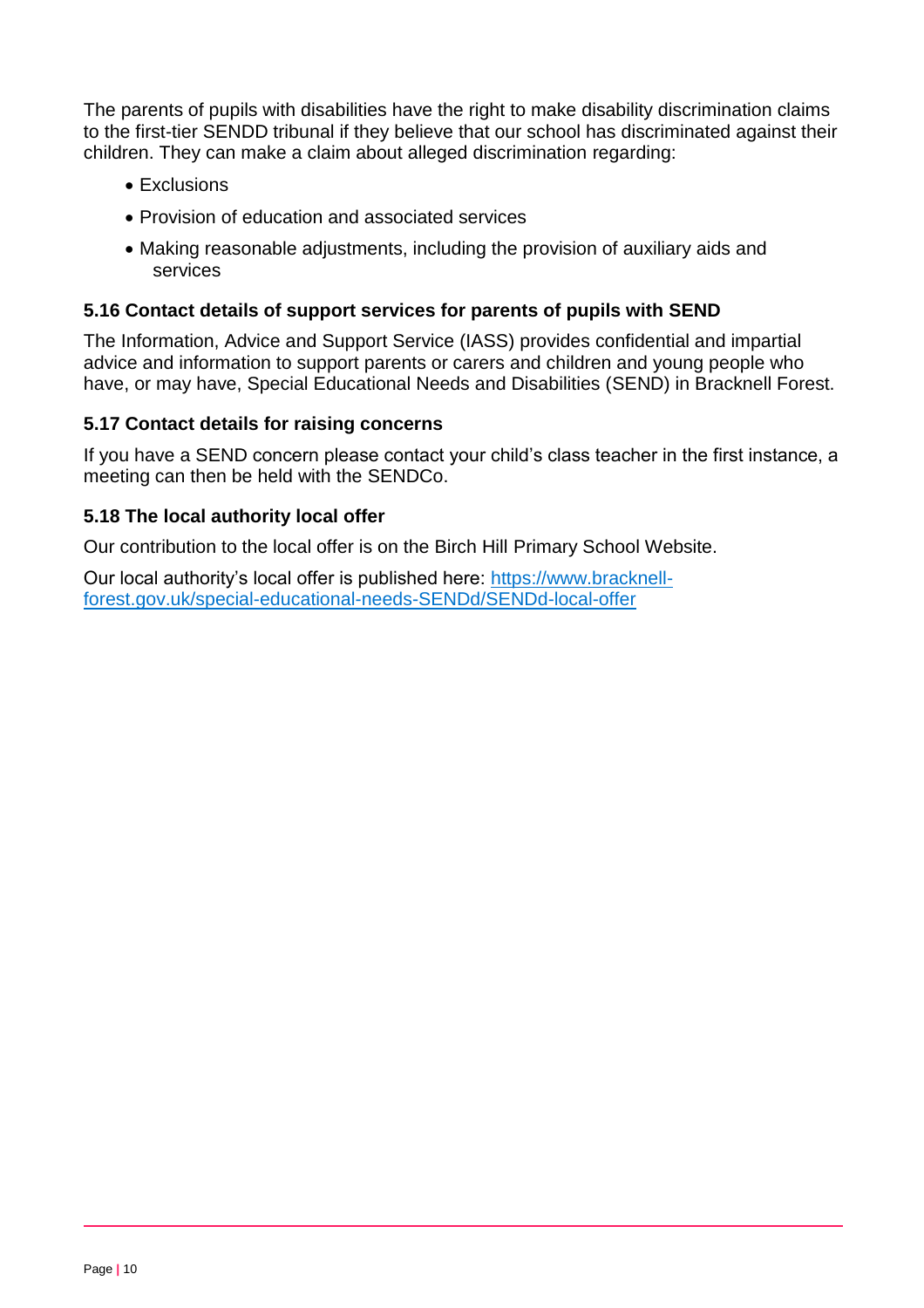The parents of pupils with disabilities have the right to make disability discrimination claims to the first-tier SENDD tribunal if they believe that our school has discriminated against their children. They can make a claim about alleged discrimination regarding:

- Exclusions
- Provision of education and associated services
- Making reasonable adjustments, including the provision of auxiliary aids and services

### 5.16 Contact details of support services for parents of pupils with SEND

The Information, Advice and Support Service (IASS) provides confidential and impartial advice and information to support parents or carers and children and young people who have, or may have, Special Educational Needs and Disabilities (SEND) in Bracknell Forest.

### 5.17 Contact details for raising concerns

If you have a SEND concern please contact your child's class teacher in the first instance, a meeting can then be held with the SENDCo.

### 5.18 The local authority local offer

Our contribution to the local offer is on the Birch Hill Primary School Website.

Our local authority's local offer is published here: https://www.bracknell-forest.gov.uk/special-educational-needs-SENDd/SENDd-local-offer